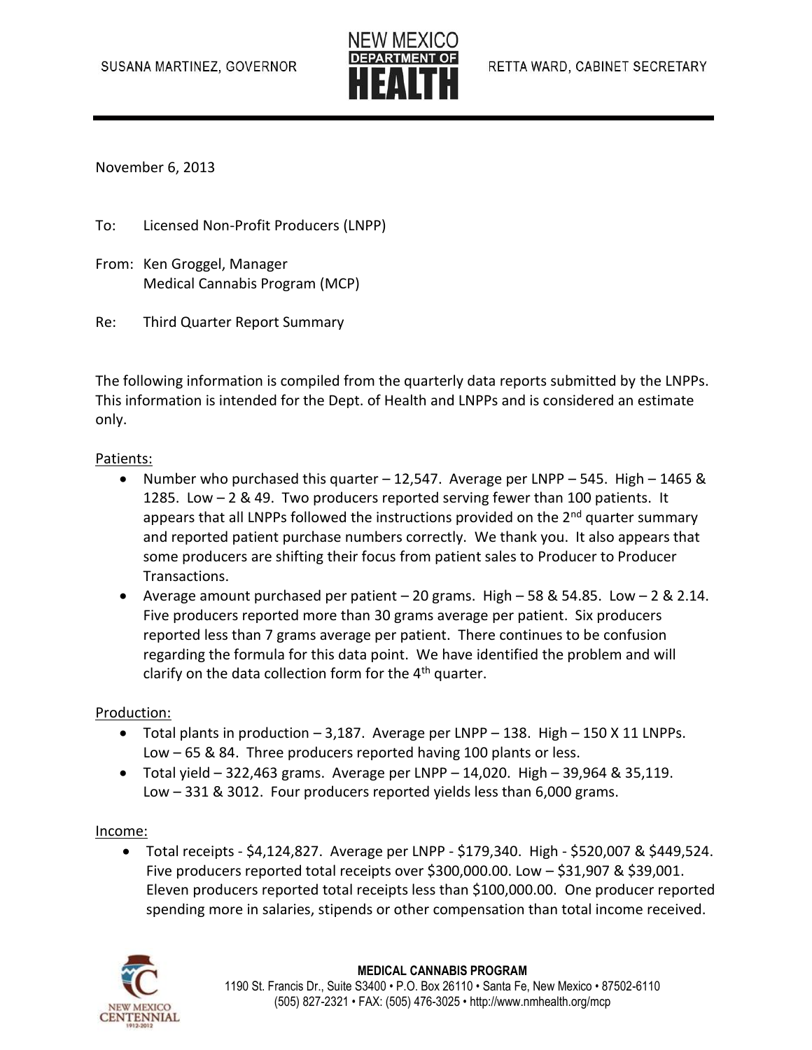SUSANA MARTINEZ, GOVERNOR

NEW MEXICO DEPARTMENT OF HEALTH

RETTA WARD, CABINET SECRETARY

November 6, 2013

To: Licensed Non-Profit Producers (LNPP)

From: Ken Groggel, Manager
Medical Cannabis Program (MCP)

Re: Third Quarter Report Summary

The following information is compiled from the quarterly data reports submitted by the LNPPs. This information is intended for the Dept. of Health and LNPPs and is considered an estimate only.

Patients:

- Number who purchased this quarter – 12,547. Average per LNPP – 545. High – 1465 & 1285. Low – 2 & 49. Two producers reported serving fewer than 100 patients. It appears that all LNPPs followed the instructions provided on the 2nd quarter summary and reported patient purchase numbers correctly. We thank you. It also appears that some producers are shifting their focus from patient sales to Producer to Producer Transactions.
- Average amount purchased per patient – 20 grams. High – 58 & 54.85. Low – 2 & 2.14. Five producers reported more than 30 grams average per patient. Six producers reported less than 7 grams average per patient. There continues to be confusion regarding the formula for this data point. We have identified the problem and will clarify on the data collection form for the 4th quarter.

Production:

- Total plants in production – 3,187. Average per LNPP – 138. High – 150 X 11 LNPPs. Low – 65 & 84. Three producers reported having 100 plants or less.
- Total yield – 322,463 grams. Average per LNPP – 14,020. High – 39,964 & 35,119. Low – 331 & 3012. Four producers reported yields less than 6,000 grams.

Income:

- Total receipts - $4,124,827. Average per LNPP - $179,340. High - $520,007 & $449,524. Five producers reported total receipts over $300,000.00. Low – $31,907 & $39,001. Eleven producers reported total receipts less than $100,000.00. One producer reported spending more in salaries, stipends or other compensation than total income received.

**MEDICAL CANNABIS PROGRAM**
1190 St. Francis Dr., Suite S3400 • P.O. Box 26110 • Santa Fe, New Mexico • 87502-6110
(505) 827-2321 • FAX: (505) 476-3025 • http://www.nmhealth.org/mcp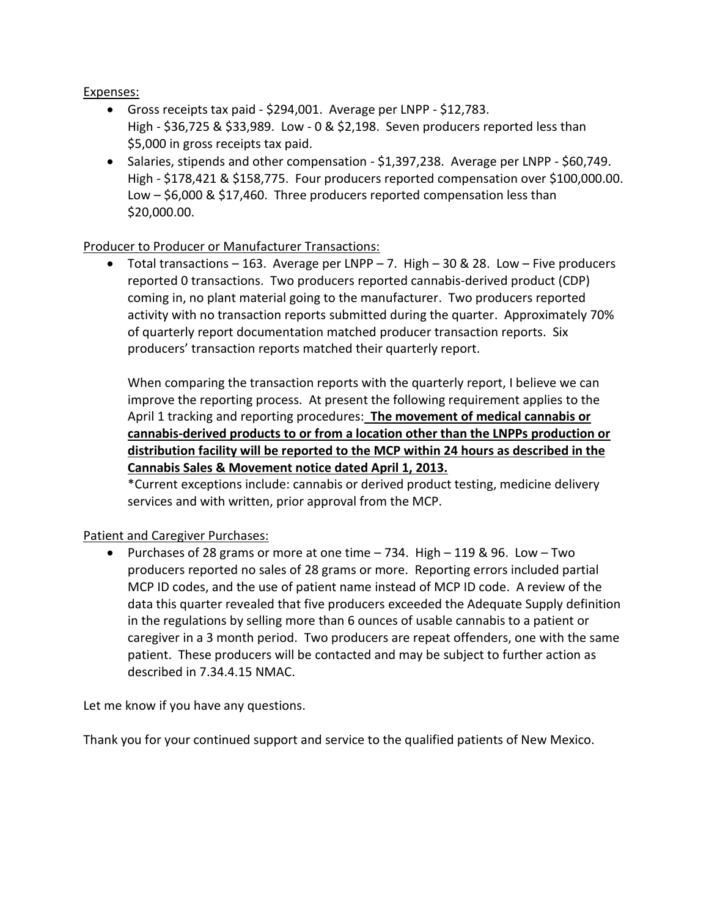Expenses:

- Gross receipts tax paid - $294,001. Average per LNPP - $12,783. High - $36,725 & $33,989. Low - 0 & $2,198. Seven producers reported less than $5,000 in gross receipts tax paid.
- Salaries, stipends and other compensation - $1,397,238. Average per LNPP - $60,749. High - $178,421 & $158,775. Four producers reported compensation over $100,000.00. Low – $6,000 & $17,460. Three producers reported compensation less than $20,000.00.

Producer to Producer or Manufacturer Transactions:

- Total transactions – 163. Average per LNPP – 7. High – 30 & 28. Low – Five producers reported 0 transactions. Two producers reported cannabis-derived product (CDP) coming in, no plant material going to the manufacturer. Two producers reported activity with no transaction reports submitted during the quarter. Approximately 70% of quarterly report documentation matched producer transaction reports. Six producers' transaction reports matched their quarterly report.

  When comparing the transaction reports with the quarterly report, I believe we can improve the reporting process. At present the following requirement applies to the April 1 tracking and reporting procedures: **The movement of medical cannabis or cannabis-derived products to or from a location other than the LNPPs production or distribution facility will be reported to the MCP within 24 hours as described in the Cannabis Sales & Movement notice dated April 1, 2013.**

  *Current exceptions include: cannabis or derived product testing, medicine delivery services and with written, prior approval from the MCP.

Patient and Caregiver Purchases:

- Purchases of 28 grams or more at one time – 734. High – 119 & 96. Low – Two producers reported no sales of 28 grams or more. Reporting errors included partial MCP ID codes, and the use of patient name instead of MCP ID code. A review of the data this quarter revealed that five producers exceeded the Adequate Supply definition in the regulations by selling more than 6 ounces of usable cannabis to a patient or caregiver in a 3 month period. Two producers are repeat offenders, one with the same patient. These producers will be contacted and may be subject to further action as described in 7.34.4.15 NMAC.

Let me know if you have any questions.

Thank you for your continued support and service to the qualified patients of New Mexico.